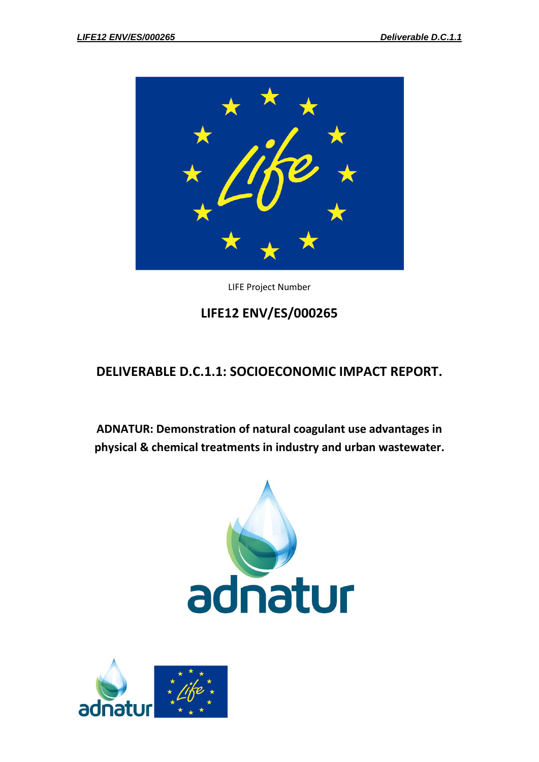LIFE Project Number

**LIFE12 ENV/ES/000265**

# DELIVERABLE D.C.1.1: SOCIOECONOMIC IMPACT REPORT.

**ADNATUR: Demonstration of natural coagulant use advantages in physical & chemical treatments in industry and urban wastewater.**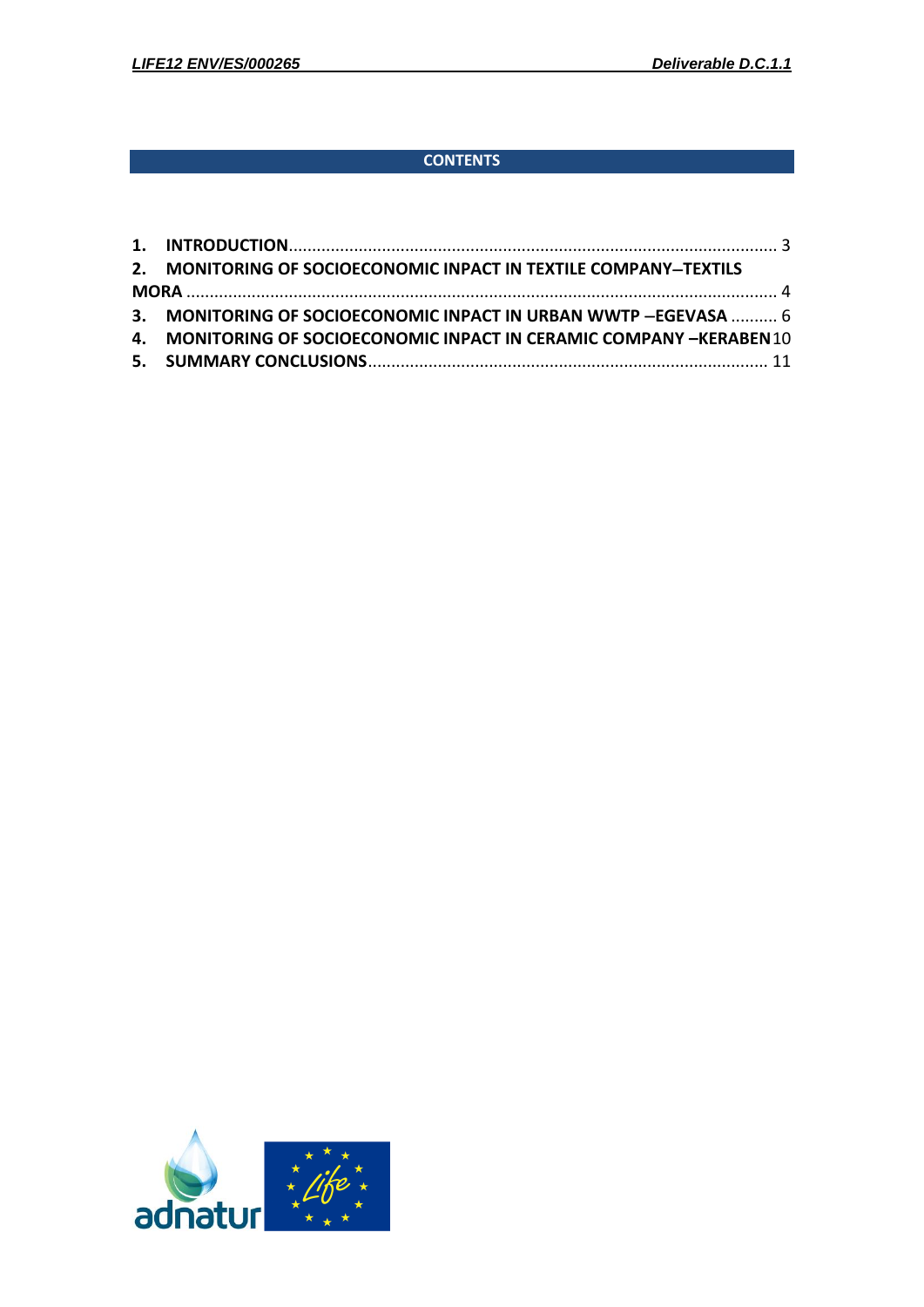## CONTENTS

1. **INTRODUCTION** ........................................................................................................ 3
2. **MONITORING OF SOCIOECONOMIC INPACT IN TEXTILE COMPANY–TEXTILS MORA** ........................................................................................................ 4
3. **MONITORING OF SOCIOECONOMIC INPACT IN URBAN WWTP –EGEVASA** .......... 6
4. **MONITORING OF SOCIOECONOMIC INPACT IN CERAMIC COMPANY –KERABEN** 10
5. **SUMMARY CONCLUSIONS** ..................................................................................... 11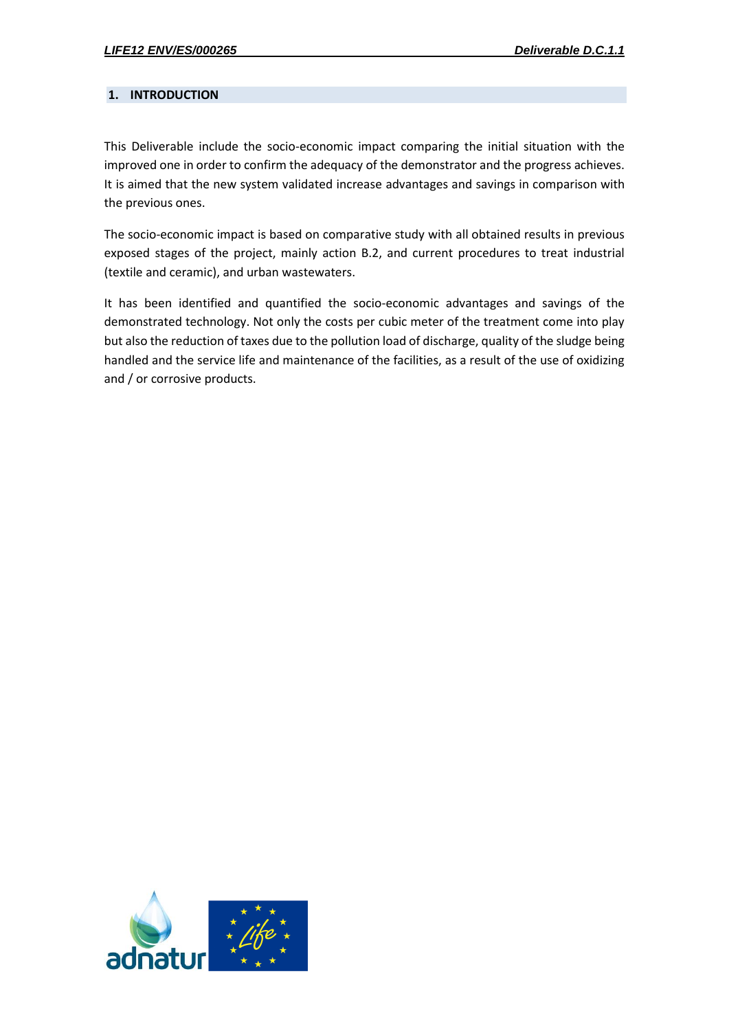# 1. INTRODUCTION

This Deliverable include the socio-economic impact comparing the initial situation with the improved one in order to confirm the adequacy of the demonstrator and the progress achieves. It is aimed that the new system validated increase advantages and savings in comparison with the previous ones.

The socio-economic impact is based on comparative study with all obtained results in previous exposed stages of the project, mainly action B.2, and current procedures to treat industrial (textile and ceramic), and urban wastewaters.

It has been identified and quantified the socio-economic advantages and savings of the demonstrated technology. Not only the costs per cubic meter of the treatment come into play but also the reduction of taxes due to the pollution load of discharge, quality of the sludge being handled and the service life and maintenance of the facilities, as a result of the use of oxidizing and / or corrosive products.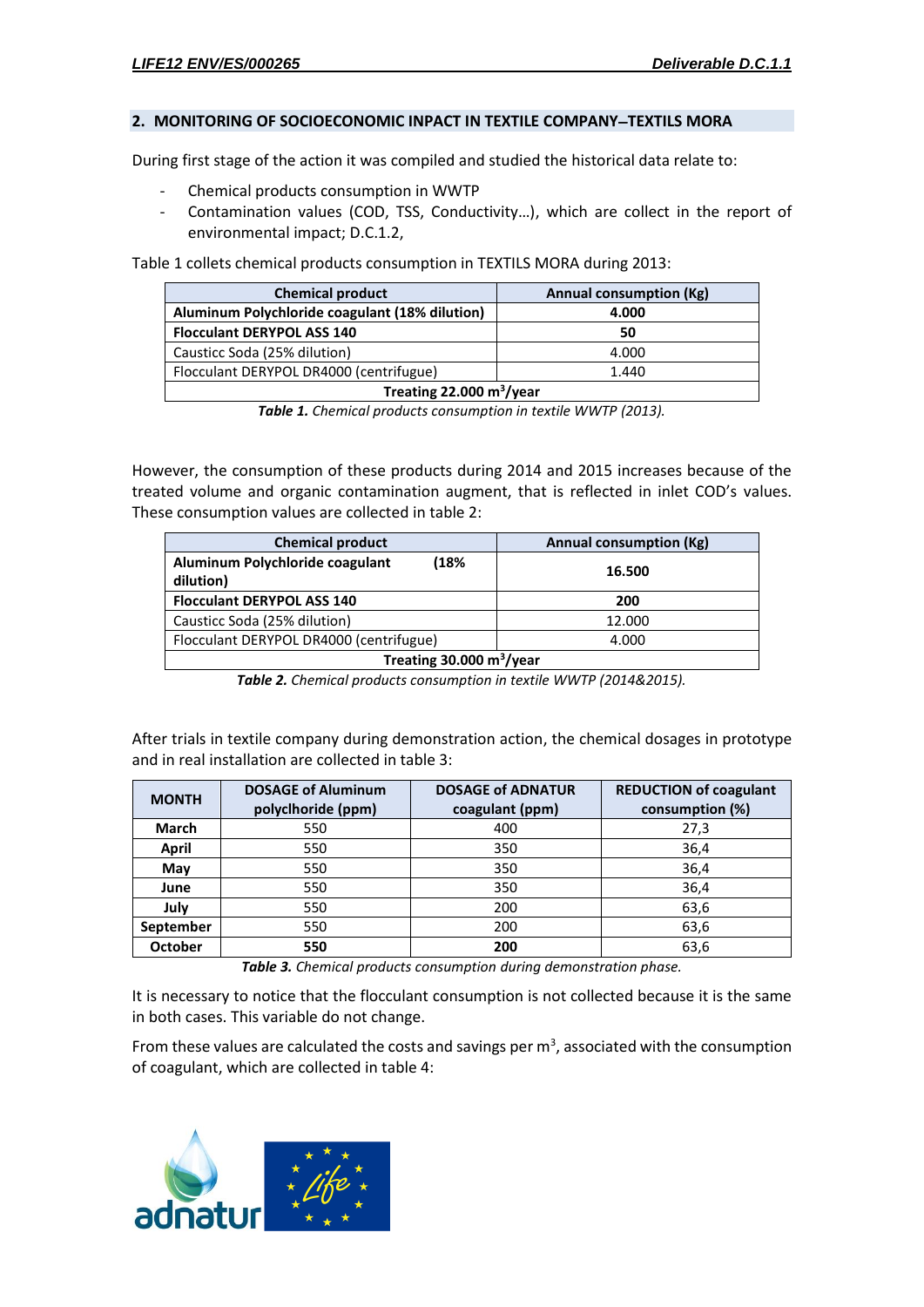## 2. MONITORING OF SOCIOECONOMIC INPACT IN TEXTILE COMPANY–TEXTILS MORA

During first stage of the action it was compiled and studied the historical data relate to:

- Chemical products consumption in WWTP
- Contamination values (COD, TSS, Conductivity…), which are collect in the report of environmental impact; D.C.1.2,

Table 1 collets chemical products consumption in TEXTILS MORA during 2013:

| Chemical product | Annual consumption (Kg) |
|---|---|
| **Aluminum Polychloride coagulant (18% dilution)** | **4.000** |
| **Flocculant DERYPOL ASS 140** | **50** |
| Causticc Soda (25% dilution) | 4.000 |
| Flocculant DERYPOL DR4000 (centrifugue) | 1.440 |
| **Treating 22.000 $m^3$/year** | |

***Table 1.*** *Chemical products consumption in textile WWTP (2013).*

However, the consumption of these products during 2014 and 2015 increases because of the treated volume and organic contamination augment, that is reflected in inlet COD's values. These consumption values are collected in table 2:

| Chemical product | Annual consumption (Kg) |
|---|---|
| **Aluminum Polychloride coagulant (18% dilution)** | **16.500** |
| **Flocculant DERYPOL ASS 140** | **200** |
| Causticc Soda (25% dilution) | 12.000 |
| Flocculant DERYPOL DR4000 (centrifugue) | 4.000 |
| **Treating 30.000 $m^3$/year** | |

***Table 2.*** *Chemical products consumption in textile WWTP (2014&2015).*

After trials in textile company during demonstration action, the chemical dosages in prototype and in real installation are collected in table 3:

| MONTH | DOSAGE of Aluminum polychloride (ppm) | DOSAGE of ADNATUR coagulant (ppm) | REDUCTION of coagulant consumption (%) |
|---|---|---|---|
| **March** | 550 | 400 | 27,3 |
| **April** | 550 | 350 | 36,4 |
| **May** | 550 | 350 | 36,4 |
| **June** | 550 | 350 | 36,4 |
| **July** | 550 | 200 | 63,6 |
| **September** | 550 | 200 | 63,6 |
| **October** | **550** | **200** | 63,6 |

***Table 3.*** *Chemical products consumption during demonstration phase.*

It is necessary to notice that the flocculant consumption is not collected because it is the same in both cases. This variable do not change.

From these values are calculated the costs and savings per $m^3$, associated with the consumption of coagulant, which are collected in table 4: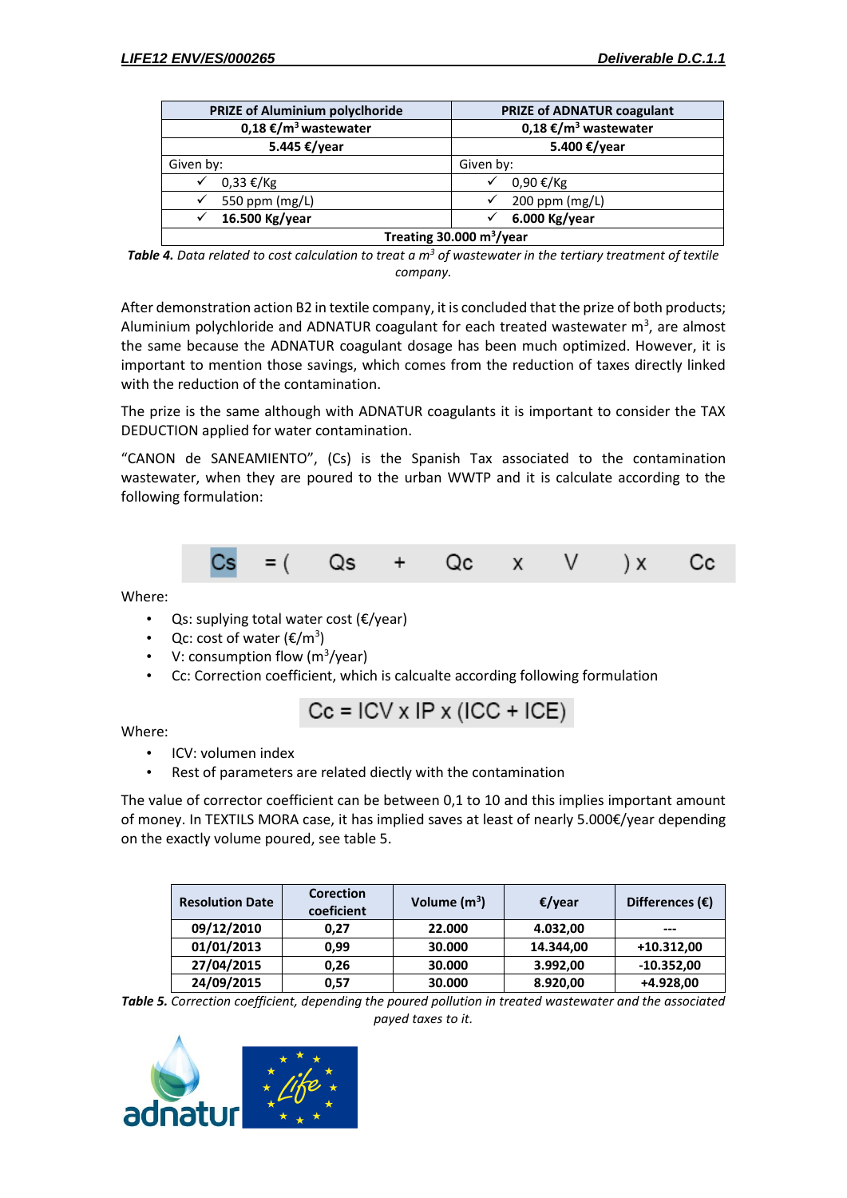| PRIZE of Aluminium polyclhoride | PRIZE of ADNATUR coagulant |
|---|---|
| **0,18 €/m³ wastewater** | **0,18 €/m³ wastewater** |
| **5.445 €/year** | **5.400 €/year** |
| Given by: | Given by: |
| ✓ 0,33 €/Kg | ✓ 0,90 €/Kg |
| ✓ 550 ppm (mg/L) | ✓ 200 ppm (mg/L) |
| ✓ **16.500 Kg/year** | ✓ **6.000 Kg/year** |
| **Treating 30.000 m³/year** | |

***Table 4.*** *Data related to cost calculation to treat a m³ of wastewater in the tertiary treatment of textile company.*

After demonstration action B2 in textile company, it is concluded that the prize of both products; Aluminium polychloride and ADNATUR coagulant for each treated wastewater m³, are almost the same because the ADNATUR coagulant dosage has been much optimized. However, it is important to mention those savings, which comes from the reduction of taxes directly linked with the reduction of the contamination.

The prize is the same although with ADNATUR coagulants it is important to consider the TAX DEDUCTION applied for water contamination.

"CANON de SANEAMIENTO", (Cs) is the Spanish Tax associated to the contamination wastewater, when they are poured to the urban WWTP and it is calculate according to the following formulation:

$$Cs = (Qs + Qc \times V) \times Cc$$

Where:

- Qs: suplying total water cost (€/year)
- Qc: cost of water (€/m³)
- V: consumption flow (m³/year)
- Cc: Correction coefficient, which is calcualte according following formulation

$$Cc = ICV \times IP \times (ICC + ICE)$$

Where:

- ICV: volumen index
- Rest of parameters are related diectly with the contamination

The value of corrector coefficient can be between 0,1 to 10 and this implies important amount of money. In TEXTILS MORA case, it has implied saves at least of nearly 5.000€/year depending on the exactly volume poured, see table 5.

| Resolution Date | Corection coeficient | Volume (m³) | €/year | Differences (€) |
|---|---|---|---|---|
| **09/12/2010** | **0,27** | **22.000** | **4.032,00** | **---** |
| **01/01/2013** | **0,99** | **30.000** | **14.344,00** | **+10.312,00** |
| **27/04/2015** | **0,26** | **30.000** | **3.992,00** | **-10.352,00** |
| **24/09/2015** | **0,57** | **30.000** | **8.920,00** | **+4.928,00** |

***Table 5.*** *Correction coefficient, depending the poured pollution in treated wastewater and the associated payed taxes to it.*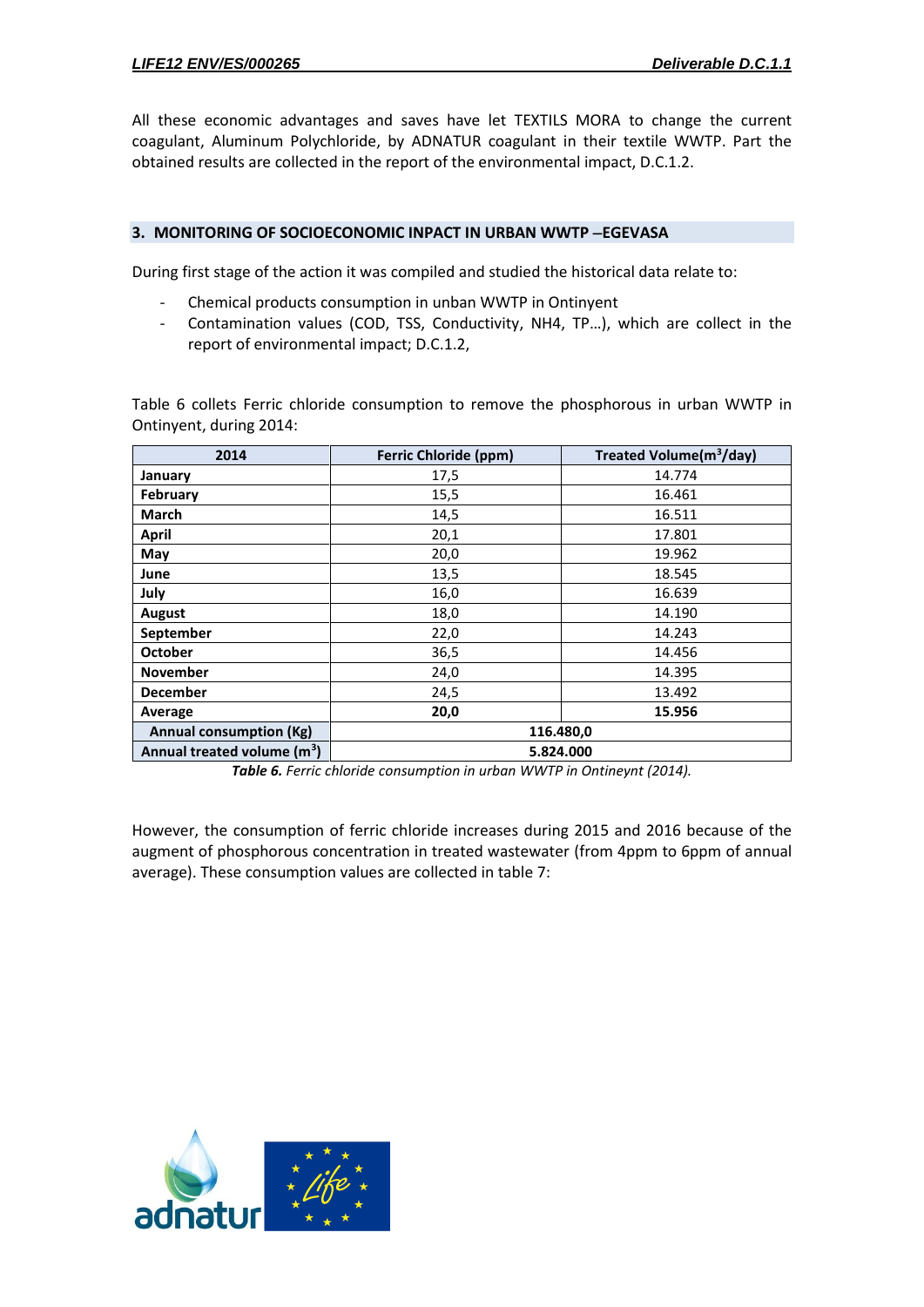All these economic advantages and saves have let TEXTILS MORA to change the current coagulant, Aluminum Polychloride, by ADNATUR coagulant in their textile WWTP. Part the obtained results are collected in the report of the environmental impact, D.C.1.2.

## 3. MONITORING OF SOCIOECONOMIC INPACT IN URBAN WWTP –EGEVASA

During first stage of the action it was compiled and studied the historical data relate to:

- Chemical products consumption in unban WWTP in Ontinyent
- Contamination values (COD, TSS, Conductivity, NH4, TP…), which are collect in the report of environmental impact; D.C.1.2,

Table 6 collets Ferric chloride consumption to remove the phosphorous in urban WWTP in Ontinyent, during 2014:

| 2014 | Ferric Chloride (ppm) | Treated Volume($m^3$/day) |
|---|---|---|
| **January** | 17,5 | 14.774 |
| **February** | 15,5 | 16.461 |
| **March** | 14,5 | 16.511 |
| **April** | 20,1 | 17.801 |
| **May** | 20,0 | 19.962 |
| **June** | 13,5 | 18.545 |
| **July** | 16,0 | 16.639 |
| **August** | 18,0 | 14.190 |
| **September** | 22,0 | 14.243 |
| **October** | 36,5 | 14.456 |
| **November** | 24,0 | 14.395 |
| **December** | 24,5 | 13.492 |
| **Average** | **20,0** | **15.956** |
| **Annual consumption (Kg)** | **116.480,0** | |
| **Annual treated volume ($m^3$)** | **5.824.000** | |

***Table 6.*** *Ferric chloride consumption in urban WWTP in Ontineynt (2014).*

However, the consumption of ferric chloride increases during 2015 and 2016 because of the augment of phosphorous concentration in treated wastewater (from 4ppm to 6ppm of annual average). These consumption values are collected in table 7: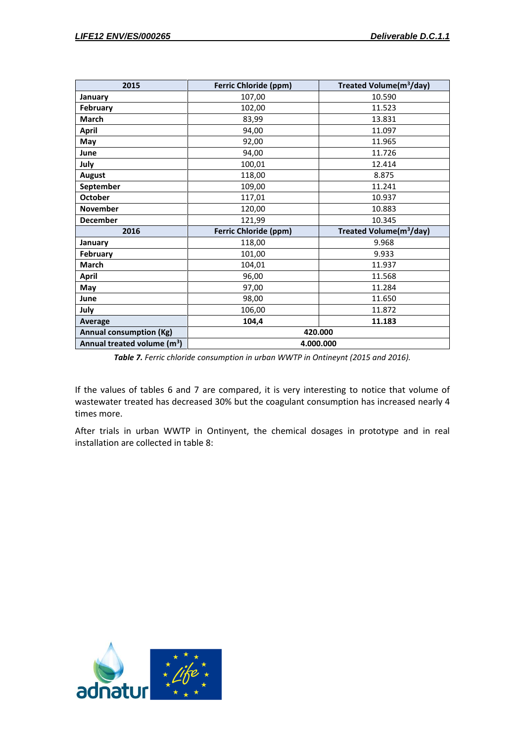| 2015 | Ferric Chloride (ppm) | Treated Volume($m^3$/day) |
|---|---|---|
| **January** | 107,00 | 10.590 |
| **February** | 102,00 | 11.523 |
| **March** | 83,99 | 13.831 |
| **April** | 94,00 | 11.097 |
| **May** | 92,00 | 11.965 |
| **June** | 94,00 | 11.726 |
| **July** | 100,01 | 12.414 |
| **August** | 118,00 | 8.875 |
| **September** | 109,00 | 11.241 |
| **October** | 117,01 | 10.937 |
| **November** | 120,00 | 10.883 |
| **December** | 121,99 | 10.345 |
| **2016** | **Ferric Chloride (ppm)** | **Treated Volume($m^3$/day)** |
| **January** | 118,00 | 9.968 |
| **February** | 101,00 | 9.933 |
| **March** | 104,01 | 11.937 |
| **April** | 96,00 | 11.568 |
| **May** | 97,00 | 11.284 |
| **June** | 98,00 | 11.650 |
| **July** | 106,00 | 11.872 |
| **Average** | **104,4** | **11.183** |
| **Annual consumption (Kg)** | **420.000** | |
| **Annual treated volume ($m^3$)** | **4.000.000** | |

***Table 7.*** *Ferric chloride consumption in urban WWTP in Ontineynt (2015 and 2016).*

If the values of tables 6 and 7 are compared, it is very interesting to notice that volume of wastewater treated has decreased 30% but the coagulant consumption has increased nearly 4 times more.

After trials in urban WWTP in Ontinyent, the chemical dosages in prototype and in real installation are collected in table 8: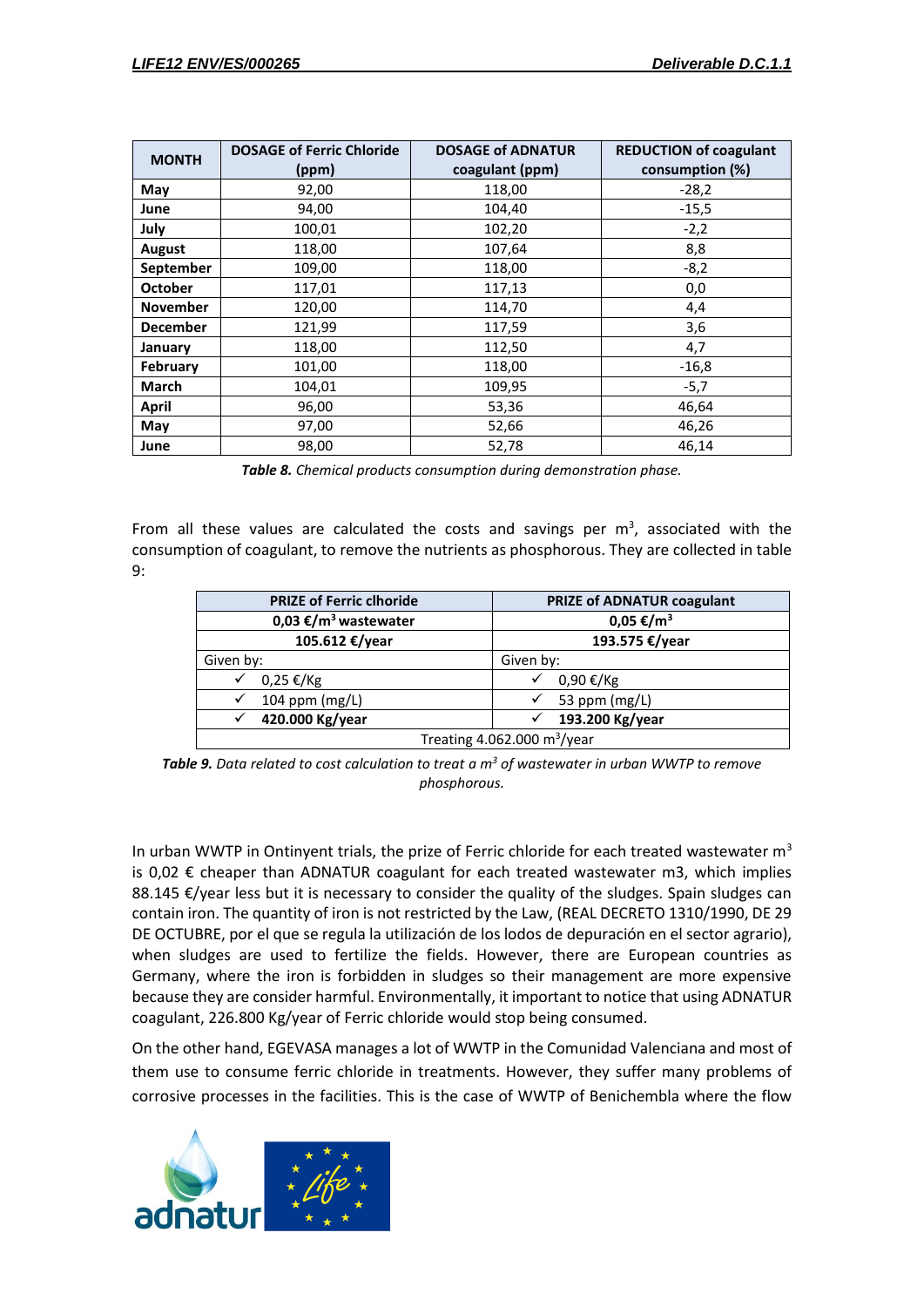| MONTH | DOSAGE of Ferric Chloride (ppm) | DOSAGE of ADNATUR coagulant (ppm) | REDUCTION of coagulant consumption (%) |
|---|---|---|---|
| May | 92,00 | 118,00 | -28,2 |
| June | 94,00 | 104,40 | -15,5 |
| July | 100,01 | 102,20 | -2,2 |
| August | 118,00 | 107,64 | 8,8 |
| September | 109,00 | 118,00 | -8,2 |
| October | 117,01 | 117,13 | 0,0 |
| November | 120,00 | 114,70 | 4,4 |
| December | 121,99 | 117,59 | 3,6 |
| January | 118,00 | 112,50 | 4,7 |
| February | 101,00 | 118,00 | -16,8 |
| March | 104,01 | 109,95 | -5,7 |
| April | 96,00 | 53,36 | 46,64 |
| May | 97,00 | 52,66 | 46,26 |
| June | 98,00 | 52,78 | 46,14 |

***Table 8.*** *Chemical products consumption during demonstration phase.*

From all these values are calculated the costs and savings per m$^3$, associated with the consumption of coagulant, to remove the nutrients as phosphorous. They are collected in table 9:

| PRIZE of Ferric clhoride | PRIZE of ADNATUR coagulant |
|---|---|
| **0,03 €/m$^3$ wastewater** | **0,05 €/m$^3$** |
| **105.612 €/year** | **193.575 €/year** |
| Given by: | Given by: |
| ✓ 0,25 €/Kg | ✓ 0,90 €/Kg |
| ✓ 104 ppm (mg/L) | ✓ 53 ppm (mg/L) |
| ✓ **420.000 Kg/year** | ✓ **193.200 Kg/year** |
| Treating 4.062.000 m$^3$/year | |

***Table 9.*** *Data related to cost calculation to treat a m$^3$ of wastewater in urban WWTP to remove phosphorous.*

In urban WWTP in Ontinyent trials, the prize of Ferric chloride for each treated wastewater m$^3$ is 0,02 € cheaper than ADNATUR coagulant for each treated wastewater m3, which implies 88.145 €/year less but it is necessary to consider the quality of the sludges. Spain sludges can contain iron. The quantity of iron is not restricted by the Law, (REAL DECRETO 1310/1990, DE 29 DE OCTUBRE, por el que se regula la utilización de los lodos de depuración en el sector agrario), when sludges are used to fertilize the fields. However, there are European countries as Germany, where the iron is forbidden in sludges so their management are more expensive because they are consider harmful. Environmentally, it important to notice that using ADNATUR coagulant, 226.800 Kg/year of Ferric chloride would stop being consumed.

On the other hand, EGEVASA manages a lot of WWTP in the Comunidad Valenciana and most of them use to consume ferric chloride in treatments. However, they suffer many problems of corrosive processes in the facilities. This is the case of WWTP of Benichembla where the flow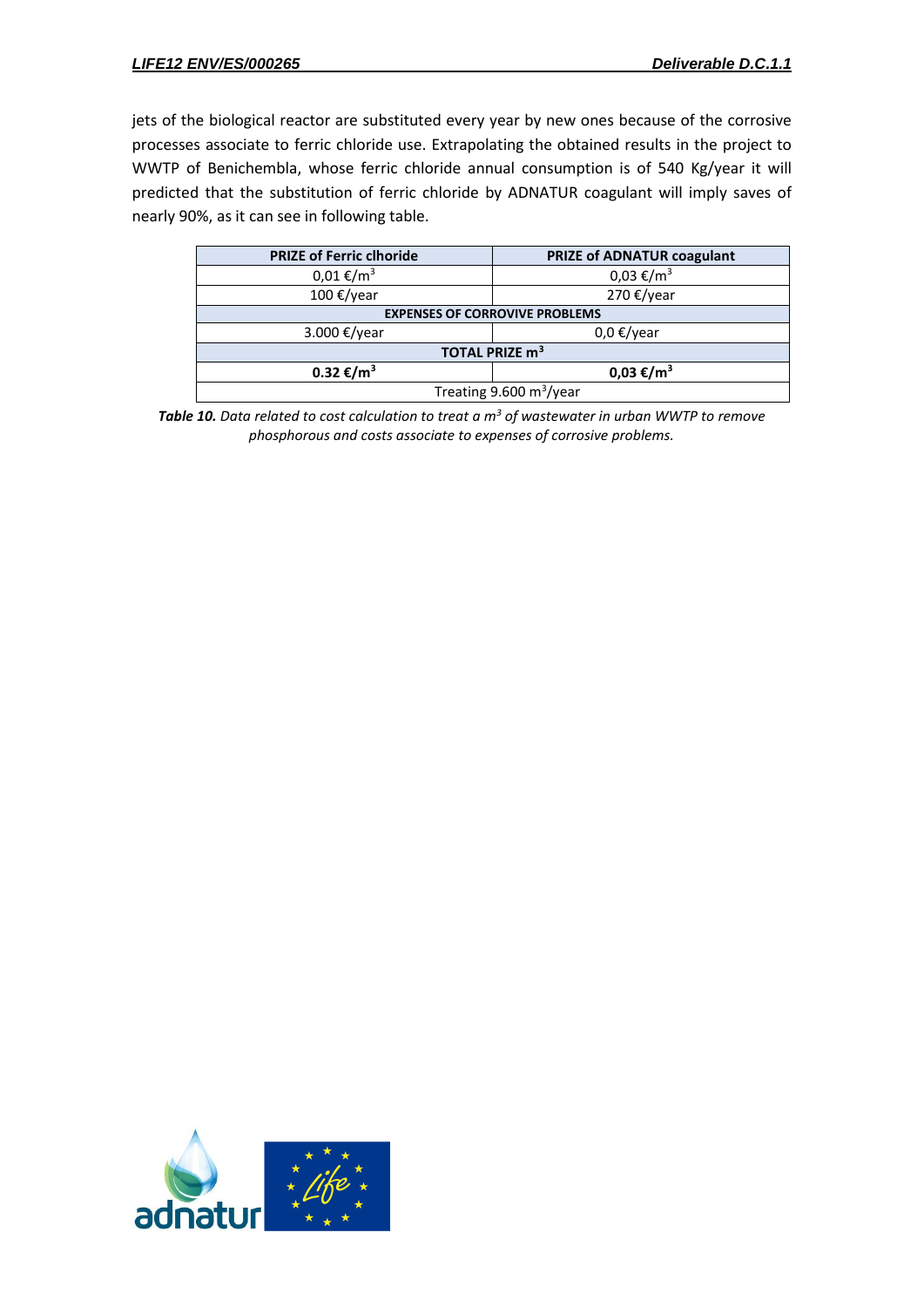jets of the biological reactor are substituted every year by new ones because of the corrosive processes associate to ferric chloride use. Extrapolating the obtained results in the project to WWTP of Benichembla, whose ferric chloride annual consumption is of 540 Kg/year it will predicted that the substitution of ferric chloride by ADNATUR coagulant will imply saves of nearly 90%, as it can see in following table.

| PRIZE of Ferric clhoride | PRIZE of ADNATUR coagulant |
|---|---|
| 0,01 €/m$^3$ | 0,03 €/m$^3$ |
| 100 €/year | 270 €/year |
| **EXPENSES OF CORROVIVE PROBLEMS** | |
| 3.000 €/year | 0,0 €/year |
| **TOTAL PRIZE m$^3$** | |
| **0.32 €/m$^3$** | **0,03 €/m$^3$** |
| Treating 9.600 m$^3$/year | |

***Table 10.*** *Data related to cost calculation to treat a m$^3$ of wastewater in urban WWTP to remove phosphorous and costs associate to expenses of corrosive problems.*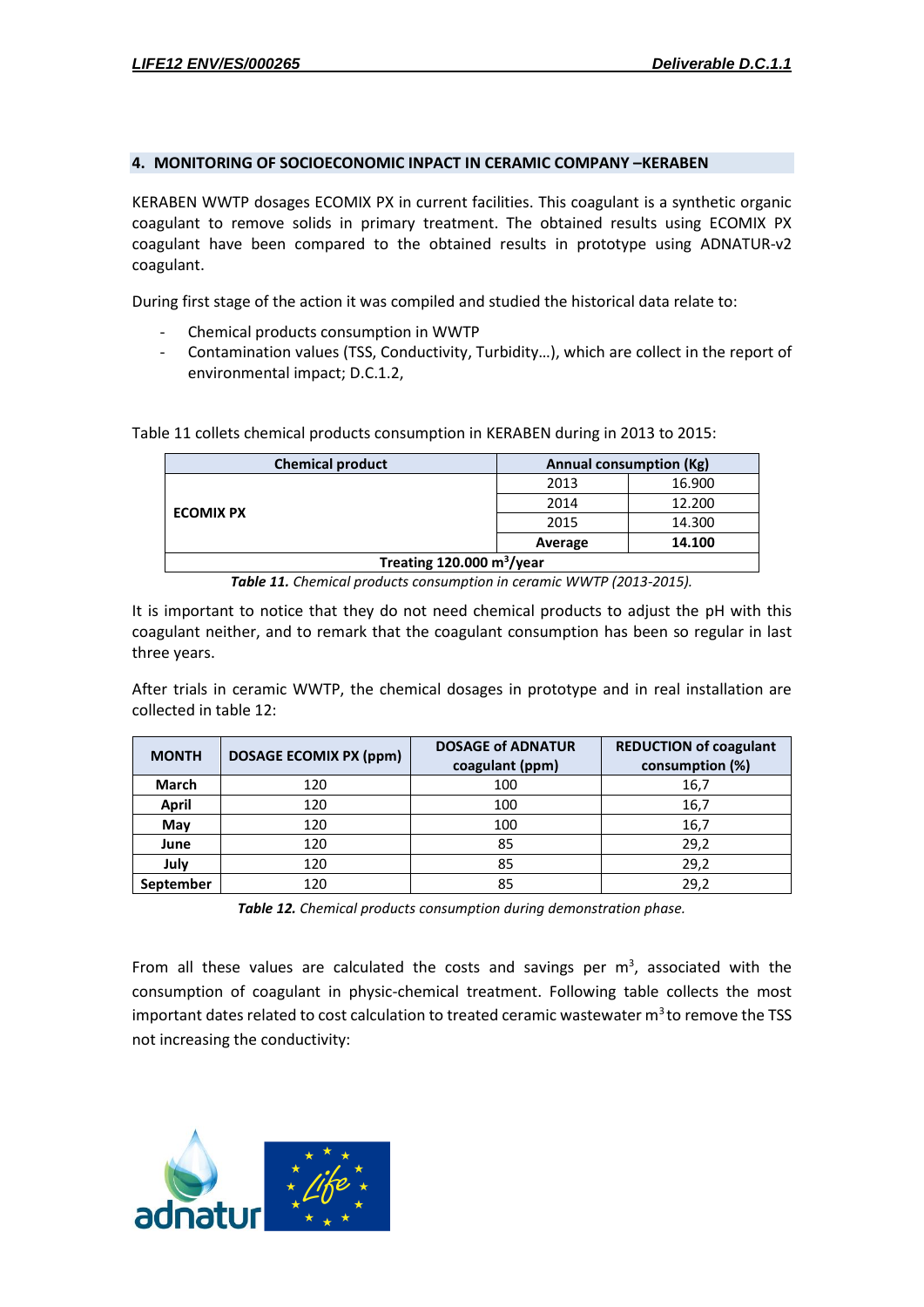## 4. MONITORING OF SOCIOECONOMIC INPACT IN CERAMIC COMPANY –KERABEN

KERABEN WWTP dosages ECOMIX PX in current facilities. This coagulant is a synthetic organic coagulant to remove solids in primary treatment. The obtained results using ECOMIX PX coagulant have been compared to the obtained results in prototype using ADNATUR-v2 coagulant.

During first stage of the action it was compiled and studied the historical data relate to:

- Chemical products consumption in WWTP
- Contamination values (TSS, Conductivity, Turbidity…), which are collect in the report of environmental impact; D.C.1.2,

Table 11 collets chemical products consumption in KERABEN during in 2013 to 2015:

| Chemical product | Annual consumption (Kg) | |
|---|---|---|
| **ECOMIX PX** | 2013 | 16.900 |
| | 2014 | 12.200 |
| | 2015 | 14.300 |
| | **Average** | **14.100** |
| **Treating 120.000 $m^3$/year** | | |

***Table 11.*** *Chemical products consumption in ceramic WWTP (2013-2015).*

It is important to notice that they do not need chemical products to adjust the pH with this coagulant neither, and to remark that the coagulant consumption has been so regular in last three years.

After trials in ceramic WWTP, the chemical dosages in prototype and in real installation are collected in table 12:

| MONTH | DOSAGE ECOMIX PX (ppm) | DOSAGE of ADNATUR coagulant (ppm) | REDUCTION of coagulant consumption (%) |
|---|---|---|---|
| **March** | 120 | 100 | 16,7 |
| **April** | 120 | 100 | 16,7 |
| **May** | 120 | 100 | 16,7 |
| **June** | 120 | 85 | 29,2 |
| **July** | 120 | 85 | 29,2 |
| **September** | 120 | 85 | 29,2 |

***Table 12.*** *Chemical products consumption during demonstration phase.*

From all these values are calculated the costs and savings per $m^3$, associated with the consumption of coagulant in physic-chemical treatment. Following table collects the most important dates related to cost calculation to treated ceramic wastewater $m^3$ to remove the TSS not increasing the conductivity: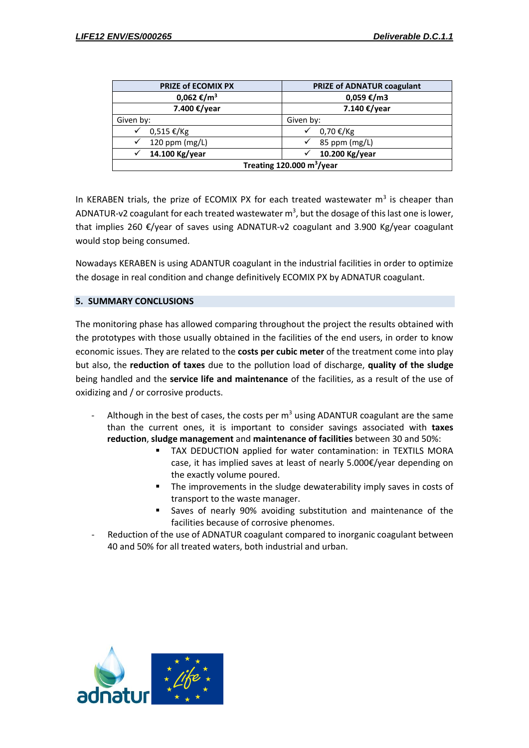| PRIZE of ECOMIX PX | PRIZE of ADNATUR coagulant |
|---|---|
| **0,062 €/m$^3$** | **0,059 €/m3** |
| **7.400 €/year** | **7.140 €/year** |
| Given by: | Given by: |
| ✓ 0,515 €/Kg | ✓ 0,70 €/Kg |
| ✓ 120 ppm (mg/L) | ✓ 85 ppm (mg/L) |
| ✓ **14.100 Kg/year** | ✓ **10.200 Kg/year** |
| **Treating 120.000 m$^3$/year** | |

In KERABEN trials, the prize of ECOMIX PX for each treated wastewater m$^3$ is cheaper than ADNATUR-v2 coagulant for each treated wastewater m$^3$, but the dosage of this last one is lower, that implies 260 €/year of saves using ADNATUR-v2 coagulant and 3.900 Kg/year coagulant would stop being consumed.

Nowadays KERABEN is using ADANTUR coagulant in the industrial facilities in order to optimize the dosage in real condition and change definitively ECOMIX PX by ADNATUR coagulant.

## 5. SUMMARY CONCLUSIONS

The monitoring phase has allowed comparing throughout the project the results obtained with the prototypes with those usually obtained in the facilities of the end users, in order to know economic issues. They are related to the **costs per cubic meter** of the treatment come into play but also, the **reduction of taxes** due to the pollution load of discharge, **quality of the sludge** being handled and the **service life and maintenance** of the facilities, as a result of the use of oxidizing and / or corrosive products.

- Although in the best of cases, the costs per m$^3$ using ADANTUR coagulant are the same than the current ones, it is important to consider savings associated with **taxes reduction**, **sludge management** and **maintenance of facilities** between 30 and 50%:
    - TAX DEDUCTION applied for water contamination: in TEXTILS MORA case, it has implied saves at least of nearly 5.000€/year depending on the exactly volume poured.
    - The improvements in the sludge dewaterability imply saves in costs of transport to the waste manager.
    - Saves of nearly 90% avoiding substitution and maintenance of the facilities because of corrosive phenomes.
- Reduction of the use of ADNATUR coagulant compared to inorganic coagulant between 40 and 50% for all treated waters, both industrial and urban.